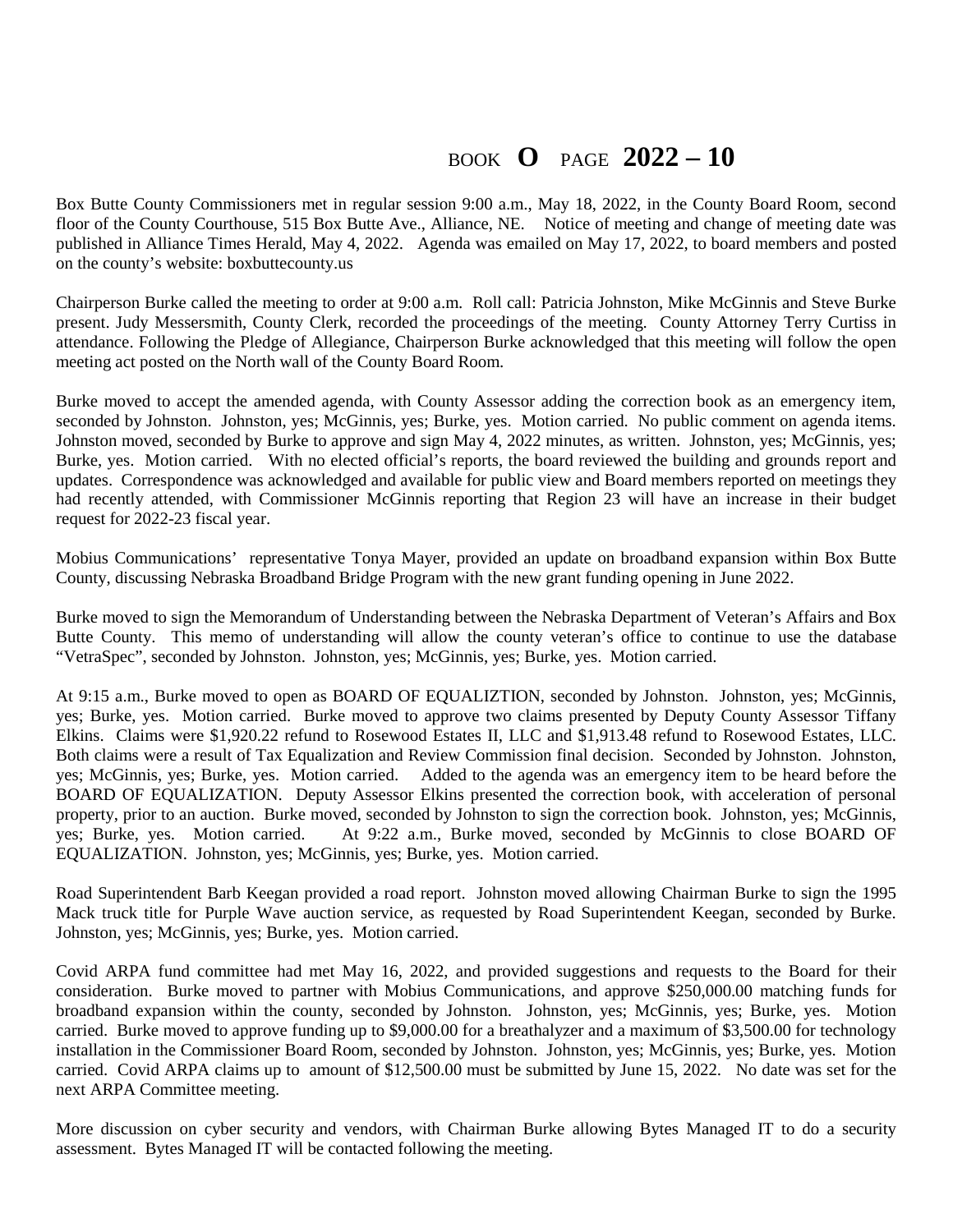BOOK **O** PAGE **2022 – 10**

Box Butte County Commissioners met in regular session 9:00 a.m., May 18, 2022, in the County Board Room, second floor of the County Courthouse, 515 Box Butte Ave., Alliance, NE. Notice of meeting and change of meeting date was published in Alliance Times Herald, May 4, 2022. Agenda was emailed on May 17, 2022, to board members and posted on the county's website: boxbuttecounty.us

Chairperson Burke called the meeting to order at 9:00 a.m. Roll call: Patricia Johnston, Mike McGinnis and Steve Burke present. Judy Messersmith, County Clerk, recorded the proceedings of the meeting. County Attorney Terry Curtiss in attendance. Following the Pledge of Allegiance, Chairperson Burke acknowledged that this meeting will follow the open meeting act posted on the North wall of the County Board Room.

Burke moved to accept the amended agenda, with County Assessor adding the correction book as an emergency item, seconded by Johnston. Johnston, yes; McGinnis, yes; Burke, yes. Motion carried. No public comment on agenda items. Johnston moved, seconded by Burke to approve and sign May 4, 2022 minutes, as written. Johnston, yes; McGinnis, yes; Burke, yes. Motion carried. With no elected official's reports, the board reviewed the building and grounds report and updates. Correspondence was acknowledged and available for public view and Board members reported on meetings they had recently attended, with Commissioner McGinnis reporting that Region 23 will have an increase in their budget request for 2022-23 fiscal year.

Mobius Communications' representative Tonya Mayer, provided an update on broadband expansion within Box Butte County, discussing Nebraska Broadband Bridge Program with the new grant funding opening in June 2022.

Burke moved to sign the Memorandum of Understanding between the Nebraska Department of Veteran's Affairs and Box Butte County. This memo of understanding will allow the county veteran's office to continue to use the database "VetraSpec", seconded by Johnston. Johnston, yes; McGinnis, yes; Burke, yes. Motion carried.

At 9:15 a.m., Burke moved to open as BOARD OF EQUALIZTION, seconded by Johnston. Johnston, yes; McGinnis, yes; Burke, yes. Motion carried. Burke moved to approve two claims presented by Deputy County Assessor Tiffany Elkins. Claims were $1,920.22 refund to Rosewood Estates II, LLC and $1,913.48 refund to Rosewood Estates, LLC. Both claims were a result of Tax Equalization and Review Commission final decision. Seconded by Johnston. Johnston, yes; McGinnis, yes; Burke, yes. Motion carried. Added to the agenda was an emergency item to be heard before the BOARD OF EQUALIZATION. Deputy Assessor Elkins presented the correction book, with acceleration of personal property, prior to an auction. Burke moved, seconded by Johnston to sign the correction book. Johnston, yes; McGinnis, yes; Burke, yes. Motion carried. At 9:22 a.m., Burke moved, seconded by McGinnis to close BOARD OF EQUALIZATION. Johnston, yes; McGinnis, yes; Burke, yes. Motion carried.

Road Superintendent Barb Keegan provided a road report. Johnston moved allowing Chairman Burke to sign the 1995 Mack truck title for Purple Wave auction service, as requested by Road Superintendent Keegan, seconded by Burke. Johnston, yes; McGinnis, yes; Burke, yes. Motion carried.

Covid ARPA fund committee had met May 16, 2022, and provided suggestions and requests to the Board for their consideration. Burke moved to partner with Mobius Communications, and approve $250,000.00 matching funds for broadband expansion within the county, seconded by Johnston. Johnston, yes; McGinnis, yes; Burke, yes. Motion carried. Burke moved to approve funding up to $9,000.00 for a breathalyzer and a maximum of $3,500.00 for technology installation in the Commissioner Board Room, seconded by Johnston. Johnston, yes; McGinnis, yes; Burke, yes. Motion carried. Covid ARPA claims up to amount of $12,500.00 must be submitted by June 15, 2022. No date was set for the next ARPA Committee meeting.

More discussion on cyber security and vendors, with Chairman Burke allowing Bytes Managed IT to do a security assessment. Bytes Managed IT will be contacted following the meeting.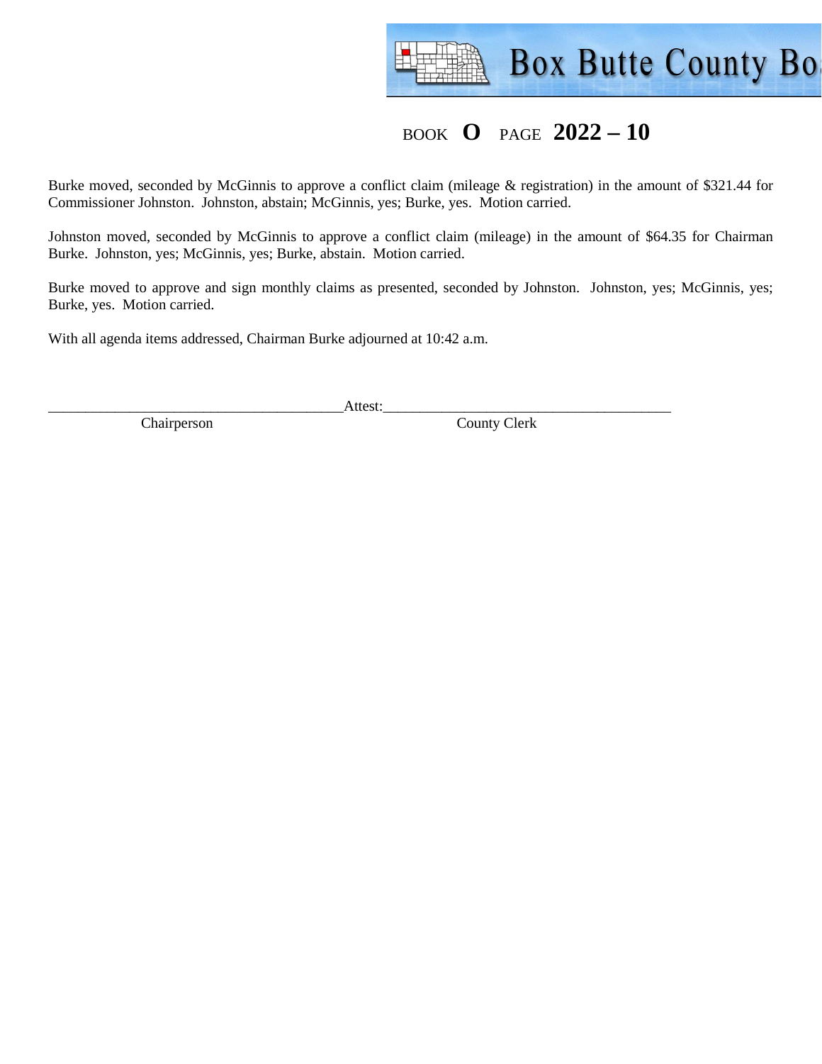BOOK **O** PAGE **2022 – 10**

Burke moved, seconded by McGinnis to approve a conflict claim (mileage & registration) in the amount of $321.44 for Commissioner Johnston. Johnston, abstain; McGinnis, yes; Burke, yes. Motion carried.

Johnston moved, seconded by McGinnis to approve a conflict claim (mileage) in the amount of $64.35 for Chairman Burke. Johnston, yes; McGinnis, yes; Burke, abstain. Motion carried.

Burke moved to approve and sign monthly claims as presented, seconded by Johnston. Johnston, yes; McGinnis, yes; Burke, yes. Motion carried.

With all agenda items addressed, Chairman Burke adjourned at 10:42 a.m.

______________________________________Attest:______________________________________

Chairperson County Clerk